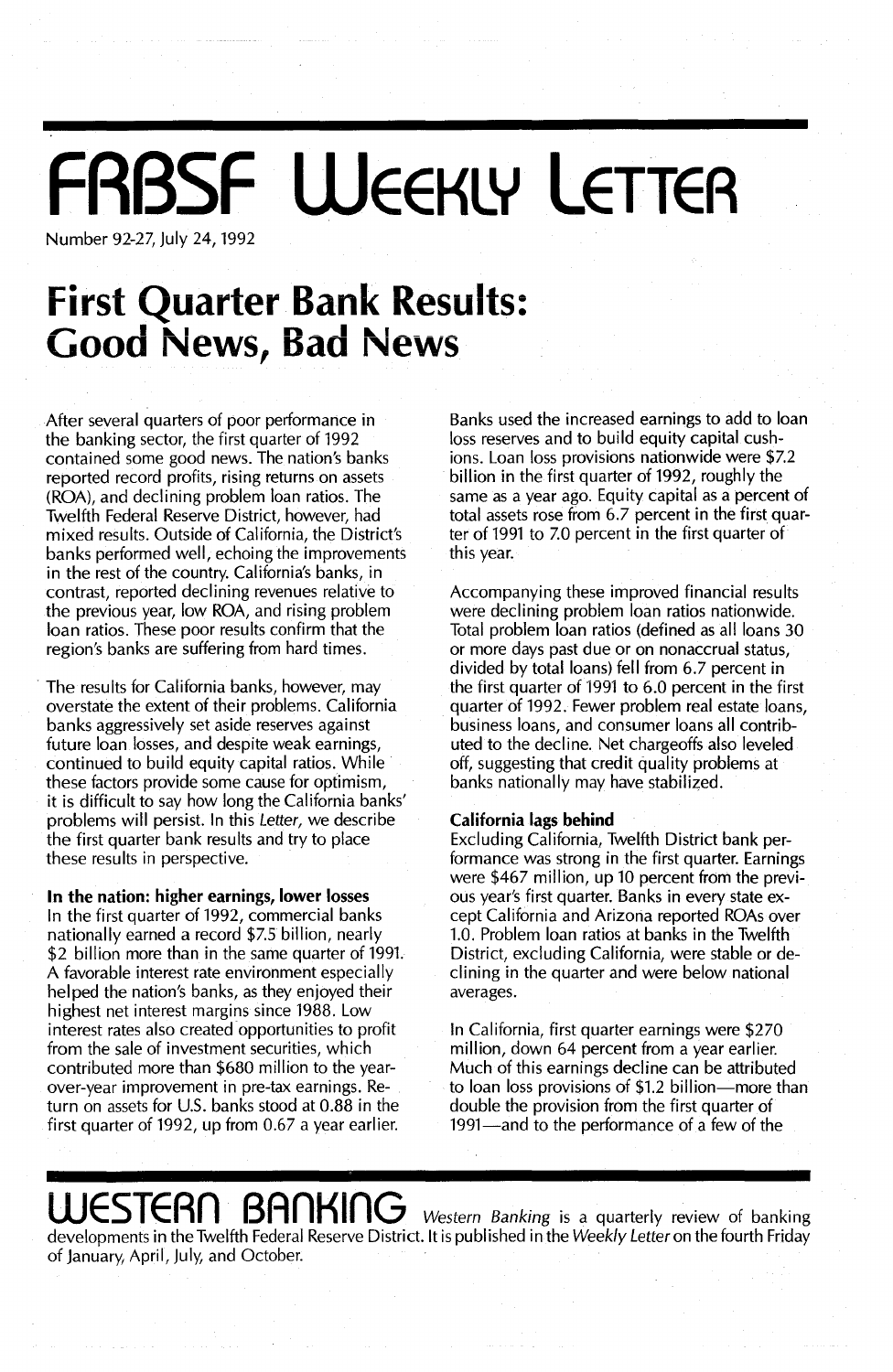# FRBSF Weekly Letter

Number 92-27, July 24, 1992

# First Quarter Bank Results: Good News, Bad News

After several quarters of poor performance in the banking sector, the first quarter of 1992 contained some good news. The nation's banks reported record profits, rising returns on assets (ROA), and declining problem loan ratios. The Twelfth Federal Reserve District, however, had mixed results. Outside of California, the District's banks performed well, echoing the improvements in the rest of the country. California's banks, in contrast, reported declining revenues relative to the previous year, low ROA, and rising problem loan ratios. These poor results confirm that the region's banks are suffering from hard times.

The results for California banks, however, may overstate the extent of their problems. California banks aggressively set aside reserves against future loan losses, and despite weak earnings, continued to build equity capital ratios. While these factors provide some cause for optimism, it is difficult to say how long the California banks' problems will persist. In this *Letter*, we describe the first quarter bank results and try to place these results in perspective.

**In the nation: higher earnings, lower losses**

In the first quarter of 1992, commercial banks nationally earned a record $7.5 billion, nearly $2 billion more than in the same quarter of 1991. A favorable interest rate environment especially helped the nation's banks, as they enjoyed their highest net interest margins since 1988. Low interest rates also created opportunities to profit from the sale of investment securities, which contributed more than $680 million to the year-over-year improvement in pre-tax earnings. Return on assets for U.S. banks stood at 0.88 in the first quarter of 1992, up from 0.67 a year earlier.

Banks used the increased earnings to add to loan loss reserves and to build equity capital cushions. Loan loss provisions nationwide were $7.2 billion in the first quarter of 1992, roughly the same as a year ago. Equity capital as a percent of total assets rose from 6.7 percent in the first quarter of 1991 to 7.0 percent in the first quarter of this year.

Accompanying these improved financial results were declining problem loan ratios nationwide. Total problem loan ratios (defined as all loans 30 or more days past due or on nonaccrual status, divided by total loans) fell from 6.7 percent in the first quarter of 1991 to 6.0 percent in the first quarter of 1992. Fewer problem real estate loans, business loans, and consumer loans all contributed to the decline. Net chargeoffs also leveled off, suggesting that credit quality problems at banks nationally may have stabilized.

**California lags behind**

Excluding California, Twelfth District bank performance was strong in the first quarter. Earnings were $467 million, up 10 percent from the previous year's first quarter. Banks in every state except California and Arizona reported ROAs over 1.0. Problem loan ratios at banks in the Twelfth District, excluding California, were stable or declining in the quarter and were below national averages.

In California, first quarter earnings were $270 million, down 64 percent from a year earlier. Much of this earnings decline can be attributed to loan loss provisions of $1.2 billion—more than double the provision from the first quarter of 1991—and to the performance of a few of the

**WESTERN BANKING** *Western Banking* is a quarterly review of banking developments in the Twelfth Federal Reserve District. It is published in the *Weekly Letter* on the fourth Friday of January, April, July, and October.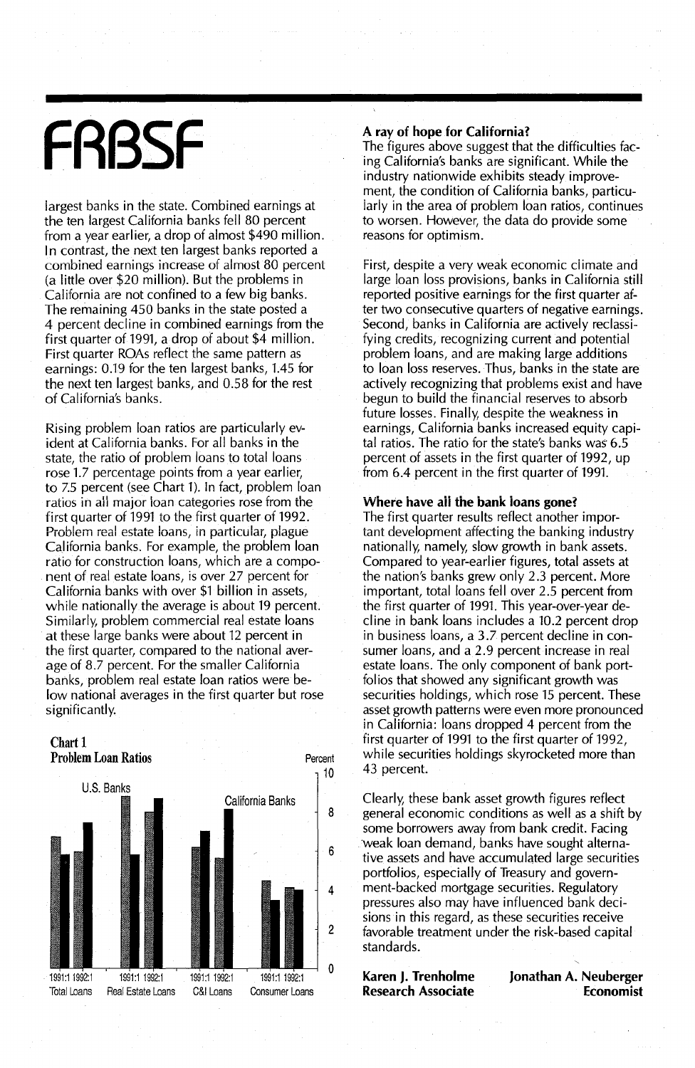largest banks in the state. Combined earnings at the ten largest California banks fell 80 percent from a year earlier, a drop of almost \$490 million. In contrast, the next ten largest banks reported a combined earnings increase of almost 80 percent (a little over \$20 million). But the problems in California are not confined to a few big banks. The remaining 450 banks in the state posted a 4 percent decline in combined earnings from the first quarter of 1991, a drop of about \$4 million. First quarter ROAs reflect the same pattern as earnings: 0.19 for the ten largest banks, 1.45 for the next ten largest banks, and 0.58 for the rest of California's banks.

Rising problem loan ratios are particularly evident at California banks. For all banks in the state, the ratio of problem loans to total loans rose 1.7 percentage points from a year earlier, to 7.5 percent (see Chart 1). In fact, problem loan ratios in all major loan categories rose from the first quarter of 1991 to the first quarter of 1992. Problem real estate loans, in particular, plague California banks. For example, the problem loan ratio for construction loans, which are a component of real estate loans, is over 27 percent for California banks with over \$1 billion in assets, while nationally the average is about 19 percent. Similarly, problem commercial real estate loans at these large banks were about 12 percent in the first quarter, compared to the national average of 8.7 percent. For the smaller California banks, problem real estate loan ratios were below national averages in the first quarter but rose significantly.

**Chart 1**
**Problem Loan Ratios**

### A ray of hope for California?

The figures above suggest that the difficulties facing California's banks are significant. While the industry nationwide exhibits steady improvement, the condition of California banks, particularly in the area of problem loan ratios, continues to worsen. However, the data do provide some reasons for optimism.

First, despite a very weak economic climate and large loan loss provisions, banks in California still reported positive earnings for the first quarter after two consecutive quarters of negative earnings. Second, banks in California are actively reclassifying credits, recognizing current and potential problem loans, and are making large additions to loan loss reserves. Thus, banks in the state are actively recognizing that problems exist and have begun to build the financial reserves to absorb future losses. Finally, despite the weakness in earnings, California banks increased equity capital ratios. The ratio for the state's banks was 6.5 percent of assets in the first quarter of 1992, up from 6.4 percent in the first quarter of 1991.

### Where have all the bank loans gone?

The first quarter results reflect another important development affecting the banking industry nationally, namely, slow growth in bank assets. Compared to year-earlier figures, total assets at the nation's banks grew only 2.3 percent. More important, total loans fell over 2.5 percent from the first quarter of 1991. This year-over-year decline in bank loans includes a 10.2 percent drop in business loans, a 3.7 percent decline in consumer loans, and a 2.9 percent increase in real estate loans. The only component of bank portfolios that showed any significant growth was securities holdings, which rose 15 percent. These asset growth patterns were even more pronounced in California: loans dropped 4 percent from the first quarter of 1991 to the first quarter of 1992, while securities holdings skyrocketed more than 43 percent.

Clearly, these bank asset growth figures reflect general economic conditions as well as a shift by some borrowers away from bank credit. Facing weak loan demand, banks have sought alternative assets and have accumulated large securities portfolios, especially of Treasury and government-backed mortgage securities. Regulatory pressures also may have influenced bank decisions in this regard, as these securities receive favorable treatment under the risk-based capital standards.

**Karen J. Trenholme**
**Research Associate**

**Jonathan A. Neuberger**
**Economist**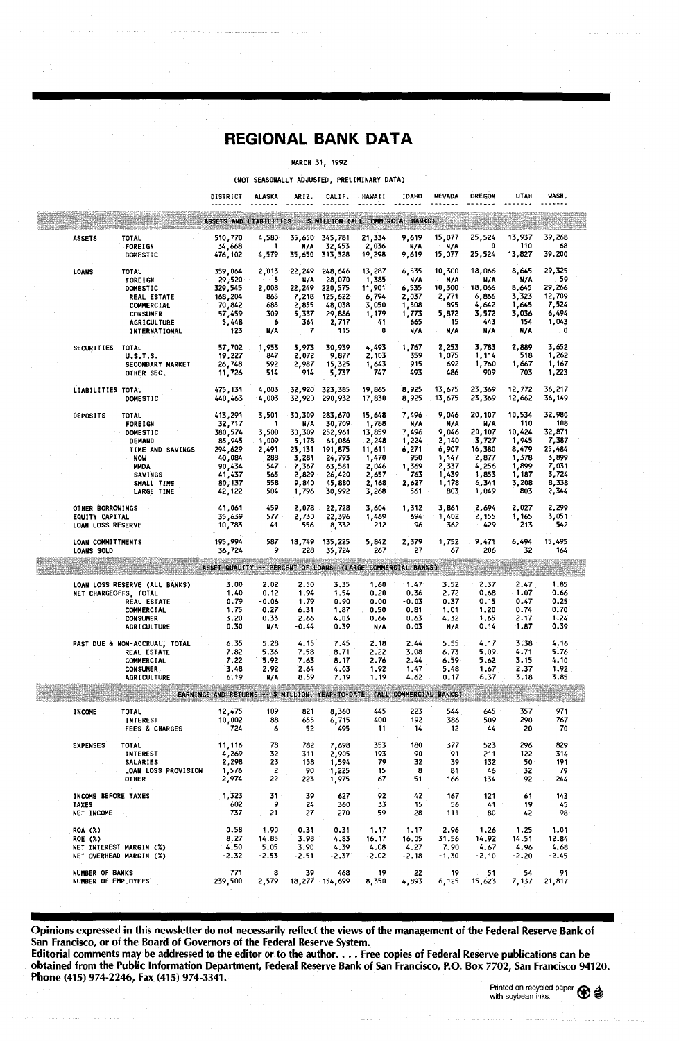# REGIONAL BANK DATA

MARCH 31, 1992

(NOT SEASONALLY ADJUSTED, PRELIMINARY DATA)

| | | DISTRICT | ALASKA | ARIZ. | CALIF. | HAWAII | IDAHO | NEVADA | OREGON | UTAH | WASH. |
|---|---|---|---|---|---|---|---|---|---|---|---|
| **ASSETS AND LIABILITIES -- $ MILLION (ALL COMMERCIAL BANKS)** | | | | | | | | | | | |
| ASSETS | TOTAL | 510,770 | 4,580 | 35,650 | 345,781 | 21,334 | 9,619 | 15,077 | 25,524 | 13,937 | 39,268 |
| | FOREIGN | 34,668 | 1 | N/A | 32,453 | 2,036 | N/A | N/A | 0 | 110 | 68 |
| | DOMESTIC | 476,102 | 4,579 | 35,650 | 313,328 | 19,298 | 9,619 | 15,077 | 25,524 | 13,827 | 39,200 |
| LOANS | TOTAL | 359,064 | 2,013 | 22,249 | 248,646 | 13,287 | 6,535 | 10,300 | 18,066 | 8,645 | 29,325 |
| | FOREIGN | 29,520 | 5 | N/A | 28,070 | 1,385 | N/A | N/A | N/A | N/A | 59 |
| | DOMESTIC | 329,545 | 2,008 | 22,249 | 220,575 | 11,901 | 6,535 | 10,300 | 18,066 | 8,645 | 29,266 |
| | REAL ESTATE | 168,204 | 865 | 7,218 | 125,622 | 6,794 | 2,037 | 2,771 | 6,866 | 3,323 | 12,709 |
| | COMMERCIAL | 70,842 | 685 | 2,855 | 48,038 | 3,050 | 1,508 | 895 | 4,642 | 1,645 | 7,524 |
| | CONSUMER | 57,459 | 309 | 5,337 | 29,886 | 1,179 | 1,773 | 5,872 | 3,572 | 3,036 | 6,494 |
| | AGRICULTURE | 5,448 | 6 | 364 | 2,717 | 41 | 665 | 15 | 443 | 154 | 1,043 |
| | INTERNATIONAL | 123 | N/A | 7 | 115 | 0 | N/A | N/A | N/A | N/A | 0 |
| SECURITIES | TOTAL | 57,702 | 1,953 | 5,973 | 30,939 | 4,493 | 1,767 | 2,253 | 3,783 | 2,889 | 3,652 |
| | U.S.T.S. | 19,227 | 847 | 2,072 | 9,877 | 2,103 | 359 | 1,075 | 1,114 | 518 | 1,262 |
| | SECONDARY MARKET | 26,748 | 592 | 2,987 | 15,325 | 1,643 | 915 | 692 | 1,760 | 1,667 | 1,167 |
| | OTHER SEC. | 11,726 | 514 | 914 | 5,737 | 747 | 493 | 486 | 909 | 703 | 1,223 |
| LIABILITIES | TOTAL | 475,131 | 4,003 | 32,920 | 323,385 | 19,865 | 8,925 | 13,675 | 23,369 | 12,772 | 36,217 |
| | DOMESTIC | 440,463 | 4,003 | 32,920 | 290,932 | 17,830 | 8,925 | 13,675 | 23,369 | 12,662 | 36,149 |
| DEPOSITS | TOTAL | 413,291 | 3,501 | 30,309 | 283,670 | 15,648 | 7,496 | 9,046 | 20,107 | 10,534 | 32,980 |
| | FOREIGN | 32,717 | 1 | N/A | 30,709 | 1,788 | N/A | N/A | N/A | 110 | 108 |
| | DOMESTIC | 380,574 | 3,500 | 30,309 | 252,961 | 13,859 | 7,496 | 9,046 | 20,107 | 10,424 | 32,871 |
| | DEMAND | 85,945 | 1,009 | 5,178 | 61,086 | 2,248 | 1,224 | 2,140 | 3,727 | 1,945 | 7,387 |
| | TIME AND SAVINGS | 294,629 | 2,491 | 25,131 | 191,875 | 11,611 | 6,271 | 6,907 | 16,380 | 8,479 | 25,484 |
| | NOW | 40,084 | 288 | 3,281 | 24,793 | 1,470 | 950 | 1,147 | 2,877 | 1,378 | 3,899 |
| | MMDA | 90,434 | 547 | 7,367 | 63,581 | 2,046 | 1,369 | 2,337 | 4,256 | 1,899 | 7,031 |
| | SAVINGS | 41,437 | 565 | 2,829 | 26,420 | 2,657 | 763 | 1,439 | 1,853 | 1,187 | 3,724 |
| | SMALL TIME | 80,137 | 558 | 9,840 | 45,880 | 2,168 | 2,627 | 1,178 | 6,341 | 3,208 | 8,338 |
| | LARGE TIME | 42,122 | 504 | 1,796 | 30,992 | 3,268 | 561 | 803 | 1,049 | 803 | 2,344 |
| OTHER BORROWINGS | | 41,061 | 459 | 2,078 | 22,728 | 3,604 | 1,312 | 3,861 | 2,694 | 2,027 | 2,299 |
| EQUITY CAPITAL | | 35,639 | 577 | 2,730 | 22,396 | 1,469 | 694 | 1,402 | 2,155 | 1,165 | 3,051 |
| LOAN LOSS RESERVE | | 10,783 | 41 | 556 | 8,332 | 212 | 96 | 362 | 429 | 213 | 542 |
| LOAN COMMITMENTS | | 195,994 | 587 | 18,749 | 135,225 | 5,842 | 2,379 | 1,752 | 9,471 | 6,494 | 15,495 |
| LOANS SOLD | | 36,724 | 9 | 228 | 35,724 | 267 | 27 | 67 | 206 | 32 | 164 |
| **ASSET QUALITY -- PERCENT OF LOANS (LARGE COMMERCIAL BANKS)** | | | | | | | | | | | |
| LOAN LOSS RESERVE (ALL BANKS) | | 3.00 | 2.02 | 2.50 | 3.35 | 1.60 | 1.47 | 3.52 | 2.37 | 2.47 | 1.85 |
| NET CHARGEOFFS, TOTAL | | 1.40 | 0.12 | 1.94 | 1.54 | 0.20 | 0.36 | 2.72 | 0.68 | 1.07 | 0.66 |
| | REAL ESTATE | 0.79 | -0.06 | 1.79 | 0.90 | 0.00 | -0.03 | 0.37 | 0.15 | 0.47 | 0.25 |
| | COMMERCIAL | 1.75 | 0.27 | 6.31 | 1.87 | 0.50 | 0.81 | 1.01 | 1.20 | 0.74 | 0.70 |
| | CONSUMER | 3.20 | 0.33 | 2.66 | 4.03 | 0.66 | 0.63 | 4.32 | 1.65 | 2.17 | 1.24 |
| | AGRICULTURE | 0.30 | N/A | -0.44 | 0.39 | N/A | 0.03 | N/A | 0.14 | 1.87 | 0.39 |
| PAST DUE & NON-ACCRUAL, TOTAL | | 6.35 | 5.28 | 4.15 | 7.45 | 2.18 | 2.44 | 5.55 | 4.17 | 3.38 | 4.16 |
| | REAL ESTATE | 7.82 | 5.36 | 7.58 | 8.71 | 2.22 | 3.08 | 6.73 | 5.09 | 4.71 | 5.76 |
| | COMMERCIAL | 7.22 | 5.92 | 7.63 | 8.17 | 2.76 | 2.44 | 6.59 | 5.62 | 3.15 | 4.10 |
| | CONSUMER | 3.48 | 2.92 | 2.64 | 4.03 | 1.92 | 1.47 | 5.48 | 1.67 | 2.37 | 1.92 |
| | AGRICULTURE | 6.19 | N/A | 8.59 | 7.19 | 1.19 | 4.62 | 0.17 | 6.37 | 3.18 | 3.85 |
| **EARNINGS AND RETURNS -- $ MILLION, YEAR-TO-DATE (ALL COMMERCIAL BANKS)** | | | | | | | | | | | |
| INCOME | TOTAL | 12,475 | 109 | 821 | 8,360 | 445 | 223 | 544 | 645 | 357 | 971 |
| | INTEREST | 10,002 | 88 | 655 | 6,715 | 400 | 192 | 386 | 509 | 290 | 767 |
| | FEES & CHARGES | 724 | 6 | 52 | 495 | 11 | 14 | 12 | 44 | 20 | 70 |
| EXPENSES | TOTAL | 11,116 | 78 | 782 | 7,698 | 353 | 180 | 377 | 523 | 296 | 829 |
| | INTEREST | 4,269 | 32 | 311 | 2,905 | 193 | 90 | 91 | 211 | 122 | 314 |
| | SALARIES | 2,298 | 23 | 158 | 1,594 | 79 | 32 | 39 | 132 | 50 | 191 |
| | LOAN LOSS PROVISION | 1,576 | 2 | 90 | 1,225 | 15 | 8 | 81 | 46 | 32 | 79 |
| | OTHER | 2,974 | 22 | 223 | 1,975 | 67 | 51 | 166 | 134 | 92 | 244 |
| INCOME BEFORE TAXES | | 1,323 | 31 | 39 | 627 | 92 | 42 | 167 | 121 | 61 | 143 |
| TAXES | | 602 | 9 | 24 | 360 | 33 | 15 | 56 | 41 | 19 | 45 |
| NET INCOME | | 737 | 21 | 27 | 270 | 59 | 28 | 111 | 80 | 42 | 98 |
| ROA (%) | | 0.58 | 1.90 | 0.31 | 0.31 | 1.17 | 1.17 | 2.96 | 1.26 | 1.25 | 1.01 |
| ROE (%) | | 8.27 | 14.85 | 3.98 | 4.83 | 16.17 | 16.05 | 31.56 | 14.92 | 14.51 | 12.84 |
| NET INTEREST MARGIN (%) | | 4.50 | 5.05 | 3.90 | 4.39 | 4.08 | 4.27 | 7.90 | 4.67 | 4.96 | 4.68 |
| NET OVERHEAD MARGIN (%) | | -2.32 | -2.53 | -2.51 | -2.37 | -2.02 | -2.18 | -1.30 | -2.10 | -2.20 | -2.45 |
| NUMBER OF BANKS | | 771 | 8 | 39 | 468 | 19 | 22 | 19 | 51 | 54 | 91 |
| NUMBER OF EMPLOYEES | | 239,500 | 2,579 | 18,277 | 154,699 | 8,350 | 4,893 | 6,125 | 15,623 | 7,137 | 21,817 |

**Opinions expressed in this newsletter do not necessarily reflect the views of the management of the Federal Reserve Bank of San Francisco, or of the Board of Governors of the Federal Reserve System.**

**Editorial comments may be addressed to the editor or to the author. . . . Free copies of Federal Reserve publications can be obtained from the Public Information Department, Federal Reserve Bank of San Francisco, P.O. Box 7702, San Francisco 94120. Phone (415) 974-2246, Fax (415) 974-3341.**

Printed on recycled paper with soybean inks.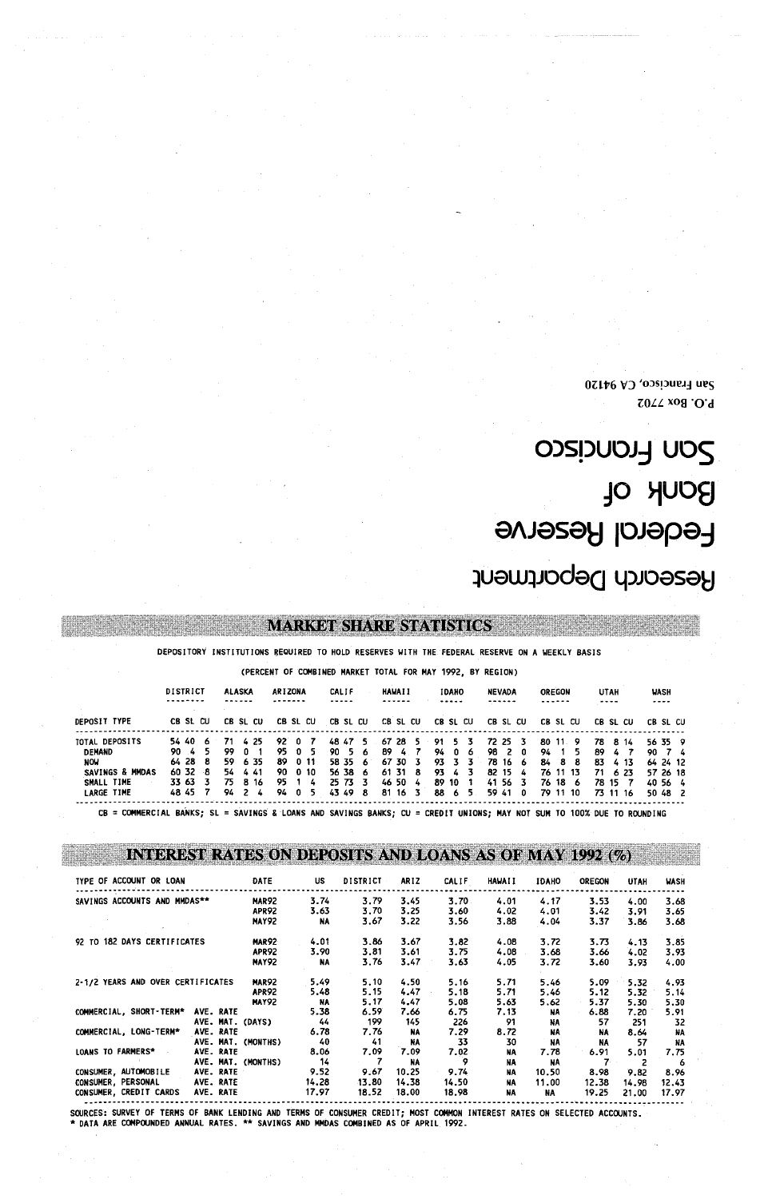Research Department

Federal Reserve

Bank of

San Francisco

P.O. Box 7702

San Francisco, CA 94120

## MARKET SHARE STATISTICS

DEPOSITORY INSTITUTIONS REQUIRED TO HOLD RESERVES WITH THE FEDERAL RESERVE ON A WEEKLY BASIS

(PERCENT OF COMBINED MARKET TOTAL FOR MAY 1992, BY REGION)

| | DISTRICT | | | ALASKA | | | ARIZONA | | | CALIF | | | HAWAII | | | IDAHO | | | NEVADA | | | OREGON | | | UTAH | | | WASH | | |
|---|---|---|---|---|---|---|---|---|---|---|---|---|---|---|---|---|---|---|---|---|---|---|---|---|---|---|---|---|---|---|
| DEPOSIT TYPE | CB | SL | CU | CB | SL | CU | CB | SL | CU | CB | SL | CU | CB | SL | CU | CB | SL | CU | CB | SL | CU | CB | SL | CU | CB | SL | CU | CB | SL | CU |
| TOTAL DEPOSITS | 54 | 40 | 6 | 71 | 4 | 25 | 92 | 0 | 7 | 48 | 47 | 5 | 67 | 28 | 5 | 91 | 5 | 3 | 72 | 25 | 3 | 80 | 11 | 9 | 78 | 8 | 14 | 56 | 35 | 9 |
| DEMAND | 90 | 4 | 5 | 99 | 0 | 1 | 95 | 0 | 5 | 90 | 5 | 6 | 89 | 4 | 7 | 94 | 0 | 6 | 98 | 2 | 0 | 94 | 1 | 5 | 89 | 4 | 7 | 90 | 7 | 4 |
| NOW | 64 | 28 | 8 | 59 | 6 | 35 | 89 | 0 | 11 | 58 | 35 | 6 | 67 | 30 | 3 | 93 | 3 | 3 | 78 | 16 | 6 | 84 | 8 | 8 | 83 | 4 | 13 | 64 | 24 | 12 |
| SAVINGS & MMDAS | 60 | 32 | 8 | 54 | 4 | 41 | 90 | 0 | 10 | 56 | 38 | 6 | 61 | 31 | 8 | 93 | 4 | 3 | 82 | 15 | 4 | 76 | 11 | 13 | 71 | 6 | 23 | 57 | 26 | 18 |
| SMALL TIME | 33 | 63 | 3 | 75 | 8 | 16 | 95 | 1 | 4 | 25 | 73 | 3 | 46 | 50 | 4 | 89 | 10 | 1 | 41 | 56 | 3 | 76 | 18 | 6 | 78 | 15 | 7 | 40 | 56 | 4 |
| LARGE TIME | 48 | 45 | 7 | 94 | 2 | 4 | 94 | 0 | 5 | 43 | 49 | 8 | 81 | 16 | 3 | 88 | 6 | 5 | 59 | 41 | 0 | 79 | 11 | 10 | 73 | 11 | 16 | 50 | 48 | 2 |

CB = COMMERCIAL BANKS; SL = SAVINGS & LOANS AND SAVINGS BANKS; CU = CREDIT UNIONS; MAY NOT SUM TO 100% DUE TO ROUNDING

## INTEREST RATES ON DEPOSITS AND LOANS AS OF MAY 1992 (%)

| TYPE OF ACCOUNT OR LOAN | | DATE | US | DISTRICT | ARIZ | CALIF | HAWAII | IDAHO | OREGON | UTAH | WASH |
|---|---|---|---|---|---|---|---|---|---|---|---|
| SAVINGS ACCOUNTS AND MMDAS** | | MAR92 | 3.74 | 3.79 | 3.45 | 3.70 | 4.01 | 4.17 | 3.53 | 4.00 | 3.68 |
| | | APR92 | 3.63 | 3.70 | 3.25 | 3.60 | 4.02 | 4.01 | 3.42 | 3.91 | 3.65 |
| | | MAY92 | NA | 3.67 | 3.22 | 3.56 | 3.88 | 4.04 | 3.37 | 3.86 | 3.68 |
| 92 TO 182 DAYS CERTIFICATES | | MAR92 | 4.01 | 3.86 | 3.67 | 3.82 | 4.08 | 3.72 | 3.73 | 4.13 | 3.85 |
| | | APR92 | 3.90 | 3.81 | 3.61 | 3.75 | 4.08 | 3.68 | 3.66 | 4.02 | 3.93 |
| | | MAY92 | NA | 3.76 | 3.47 | 3.63 | 4.05 | 3.72 | 3.60 | 3.93 | 4.00 |
| 2-1/2 YEARS AND OVER CERTIFICATES | | MAR92 | 5.49 | 5.10 | 4.50 | 5.16 | 5.71 | 5.46 | 5.09 | 5.32 | 4.93 |
| | | APR92 | 5.48 | 5.15 | 4.47 | 5.18 | 5.71 | 5.46 | 5.12 | 5.32 | 5.14 |
| | | MAY92 | NA | 5.17 | 4.47 | 5.08 | 5.63 | 5.62 | 5.37 | 5.30 | 5.30 |
| COMMERCIAL, SHORT-TERM* | AVE. RATE | | 5.38 | 6.59 | 7.66 | 6.75 | 7.13 | NA | 6.88 | 7.20 | 5.91 |
| | AVE. MAT. (DAYS) | | 44 | 199 | 145 | 226 | 91 | NA | 57 | 251 | 32 |
| COMMERCIAL, LONG-TERM* | AVE. RATE | | 6.78 | 7.76 | NA | 7.29 | 8.72 | NA | NA | 8.64 | NA |
| | AVE. MAT. (MONTHS) | | 40 | 41 | NA | 33 | 30 | NA | NA | 57 | NA |
| LOANS TO FARMERS* | AVE. RATE | | 8.06 | 7.09 | 7.09 | 7.02 | NA | 7.78 | 6.91 | 5.01 | 7.75 |
| | AVE. MAT. (MONTHS) | | 14 | 7 | NA | 9 | NA | NA | 7 | 2 | 6 |
| CONSUMER, AUTOMOBILE | AVE. RATE | | 9.52 | 9.67 | 10.25 | 9.74 | NA | 10.50 | 8.98 | 9.82 | 8.96 |
| CONSUMER, PERSONAL | AVE. RATE | | 14.28 | 13.80 | 14.38 | 14.50 | NA | 11.00 | 12.38 | 14.98 | 12.43 |
| CONSUMER, CREDIT CARDS | AVE. RATE | | 17.97 | 18.52 | 18.00 | 18.98 | NA | NA | 19.25 | 21.00 | 17.97 |

SOURCES: SURVEY OF TERMS OF BANK LENDING AND TERMS OF CONSUMER CREDIT; MOST COMMON INTEREST RATES ON SELECTED ACCOUNTS.
* DATA ARE COMPOUNDED ANNUAL RATES. ** SAVINGS AND MMDAS COMBINED AS OF APRIL 1992.